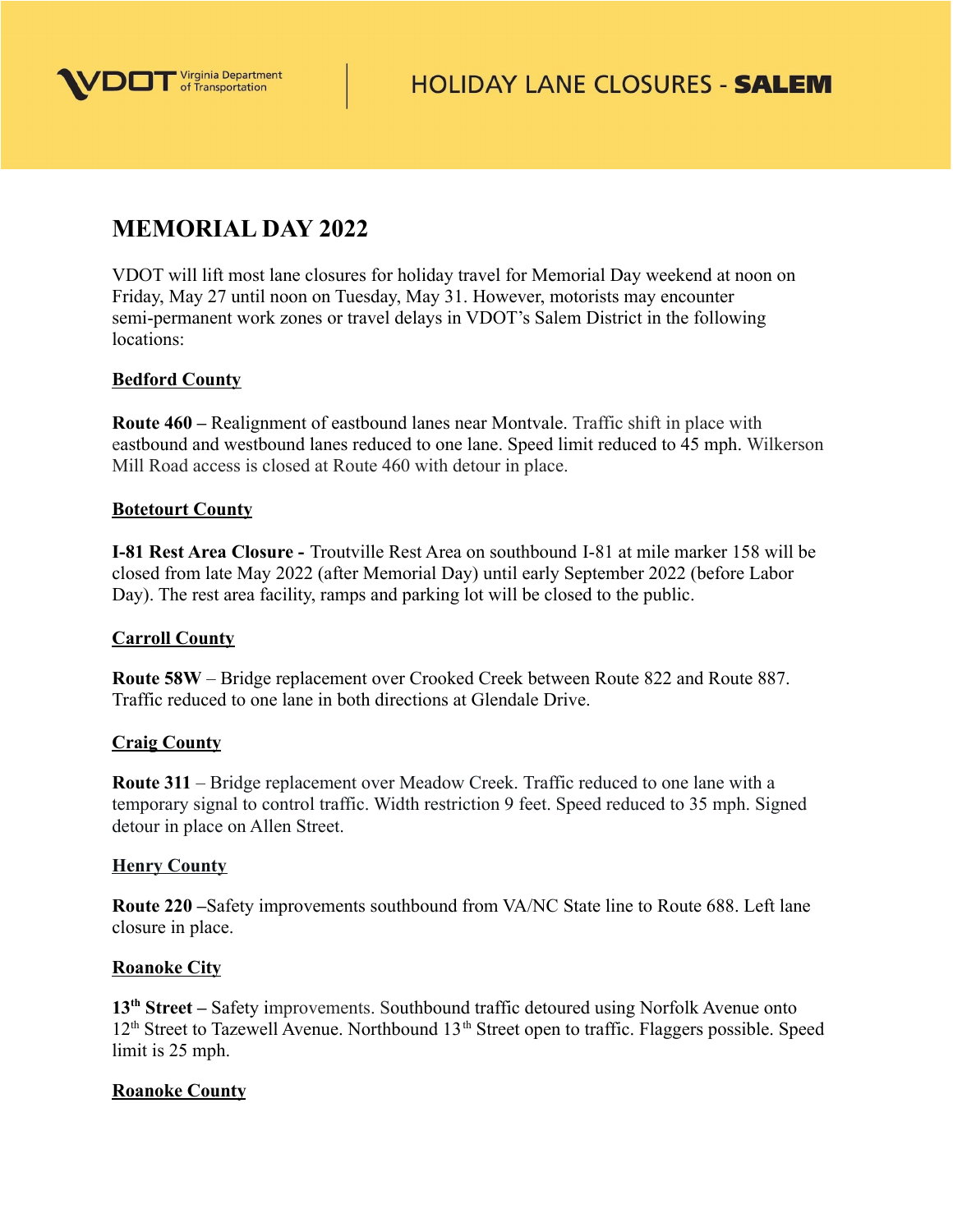HOLIDAY LANE CLOSURES - **SALEM**

## MEMORIAL DAY 2022

VDOT will lift most lane closures for holiday travel for Memorial Day weekend at noon on Friday, May 27 until noon on Tuesday, May 31. However, motorists may encounter semi-permanent work zones or travel delays in VDOT's Salem District in the following locations:

**Bedford County**

**Route 460 –** Realignment of eastbound lanes near Montvale. Traffic shift in place with eastbound and westbound lanes reduced to one lane. Speed limit reduced to 45 mph. Wilkerson Mill Road access is closed at Route 460 with detour in place.

**Botetourt County**

**I-81 Rest Area Closure -** Troutville Rest Area on southbound I-81 at mile marker 158 will be closed from late May 2022 (after Memorial Day) until early September 2022 (before Labor Day). The rest area facility, ramps and parking lot will be closed to the public.

**Carroll County**

**Route 58W** – Bridge replacement over Crooked Creek between Route 822 and Route 887. Traffic reduced to one lane in both directions at Glendale Drive.

**Craig County**

**Route 311** – Bridge replacement over Meadow Creek. Traffic reduced to one lane with a temporary signal to control traffic. Width restriction 9 feet. Speed reduced to 35 mph. Signed detour in place on Allen Street.

**Henry County**

**Route 220 –**Safety improvements southbound from VA/NC State line to Route 688. Left lane closure in place.

**Roanoke City**

**13th Street –** Safety improvements. Southbound traffic detoured using Norfolk Avenue onto 12th Street to Tazewell Avenue. Northbound 13th Street open to traffic. Flaggers possible. Speed limit is 25 mph.

**Roanoke County**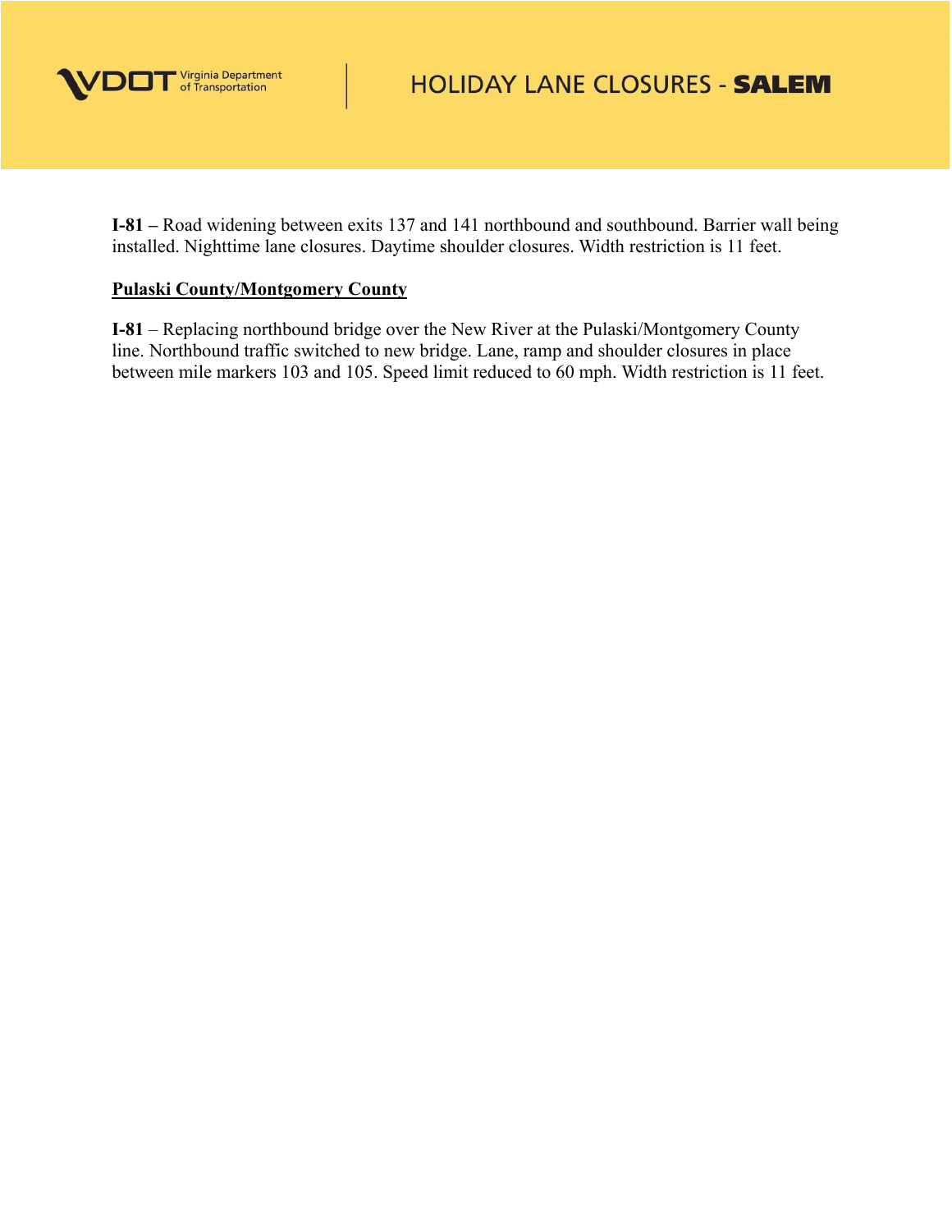**I-81 –** Road widening between exits 137 and 141 northbound and southbound. Barrier wall being installed. Nighttime lane closures. Daytime shoulder closures. Width restriction is 11 feet.

**Pulaski County/Montgomery County**

**I-81** – Replacing northbound bridge over the New River at the Pulaski/Montgomery County line. Northbound traffic switched to new bridge. Lane, ramp and shoulder closures in place between mile markers 103 and 105. Speed limit reduced to 60 mph. Width restriction is 11 feet.